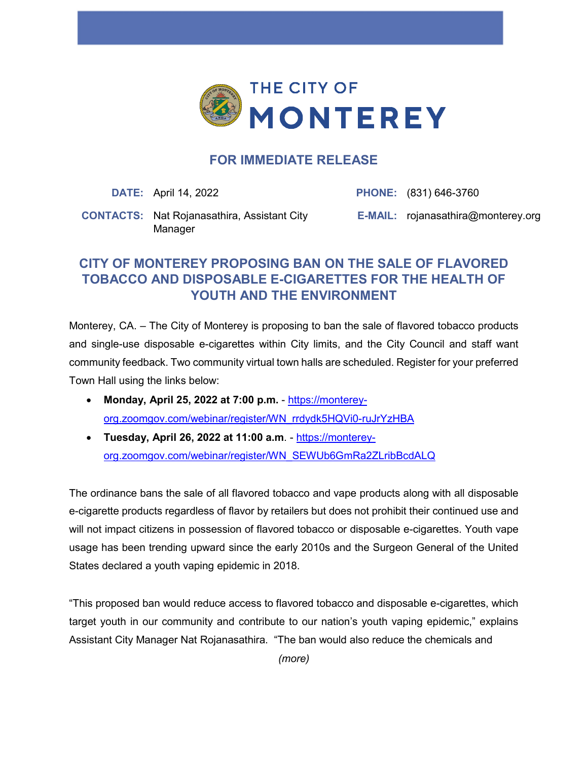# THE CITY OF MONTEREY

## FOR IMMEDIATE RELEASE

**DATE:** April 14, 2022

**PHONE:** (831) 646-3760

**CONTACTS:** Nat Rojanasathira, Assistant City Manager

**E-MAIL:** rojanasathira@monterey.org

## CITY OF MONTEREY PROPOSING BAN ON THE SALE OF FLAVORED TOBACCO AND DISPOSABLE E-CIGARETTES FOR THE HEALTH OF YOUTH AND THE ENVIRONMENT

Monterey, CA. – The City of Monterey is proposing to ban the sale of flavored tobacco products and single-use disposable e-cigarettes within City limits, and the City Council and staff want community feedback. Two community virtual town halls are scheduled. Register for your preferred Town Hall using the links below:

- **Monday, April 25, 2022 at 7:00 p.m.** - https://monterey-org.zoomgov.com/webinar/register/WN_rrdydk5HQVi0-ruJrYzHBA
- **Tuesday, April 26, 2022 at 11:00 a.m**. - https://monterey-org.zoomgov.com/webinar/register/WN_SEWUb6GmRa2ZLribBcdALQ

The ordinance bans the sale of all flavored tobacco and vape products along with all disposable e-cigarette products regardless of flavor by retailers but does not prohibit their continued use and will not impact citizens in possession of flavored tobacco or disposable e-cigarettes. Youth vape usage has been trending upward since the early 2010s and the Surgeon General of the United States declared a youth vaping epidemic in 2018.

“This proposed ban would reduce access to flavored tobacco and disposable e-cigarettes, which target youth in our community and contribute to our nation’s youth vaping epidemic,” explains Assistant City Manager Nat Rojanasathira. “The ban would also reduce the chemicals and

*(more)*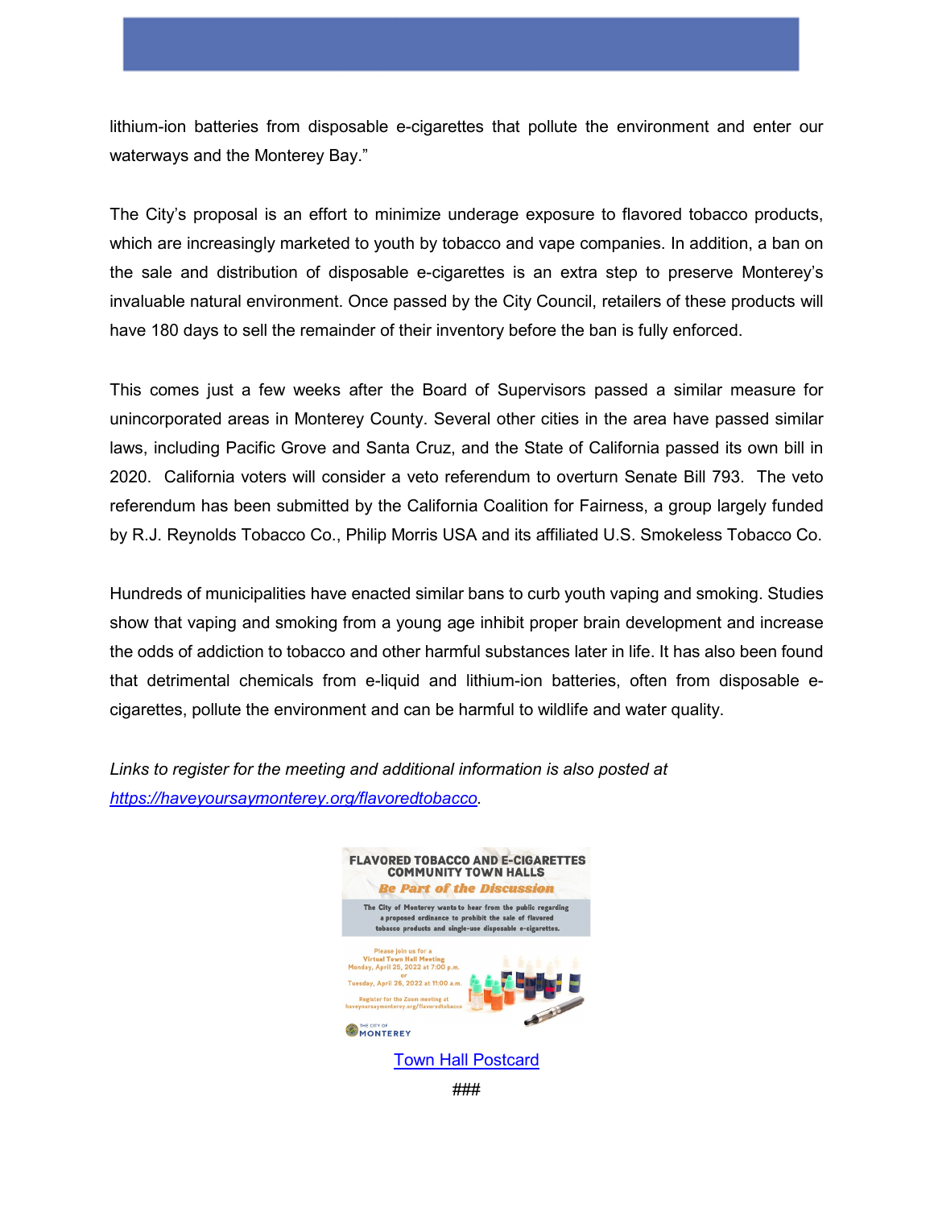lithium-ion batteries from disposable e-cigarettes that pollute the environment and enter our waterways and the Monterey Bay."

The City's proposal is an effort to minimize underage exposure to flavored tobacco products, which are increasingly marketed to youth by tobacco and vape companies. In addition, a ban on the sale and distribution of disposable e-cigarettes is an extra step to preserve Monterey's invaluable natural environment. Once passed by the City Council, retailers of these products will have 180 days to sell the remainder of their inventory before the ban is fully enforced.

This comes just a few weeks after the Board of Supervisors passed a similar measure for unincorporated areas in Monterey County. Several other cities in the area have passed similar laws, including Pacific Grove and Santa Cruz, and the State of California passed its own bill in 2020. California voters will consider a veto referendum to overturn Senate Bill 793. The veto referendum has been submitted by the California Coalition for Fairness, a group largely funded by R.J. Reynolds Tobacco Co., Philip Morris USA and its affiliated U.S. Smokeless Tobacco Co.

Hundreds of municipalities have enacted similar bans to curb youth vaping and smoking. Studies show that vaping and smoking from a young age inhibit proper brain development and increase the odds of addiction to tobacco and other harmful substances later in life. It has also been found that detrimental chemicals from e-liquid and lithium-ion batteries, often from disposable e-cigarettes, pollute the environment and can be harmful to wildlife and water quality.

*Links to register for the meeting and additional information is also posted at [https://haveyoursaymonterey.org/flavoredtobacco](https://haveyoursaymonterey.org/flavoredtobacco).*

Town Hall Postcard

###